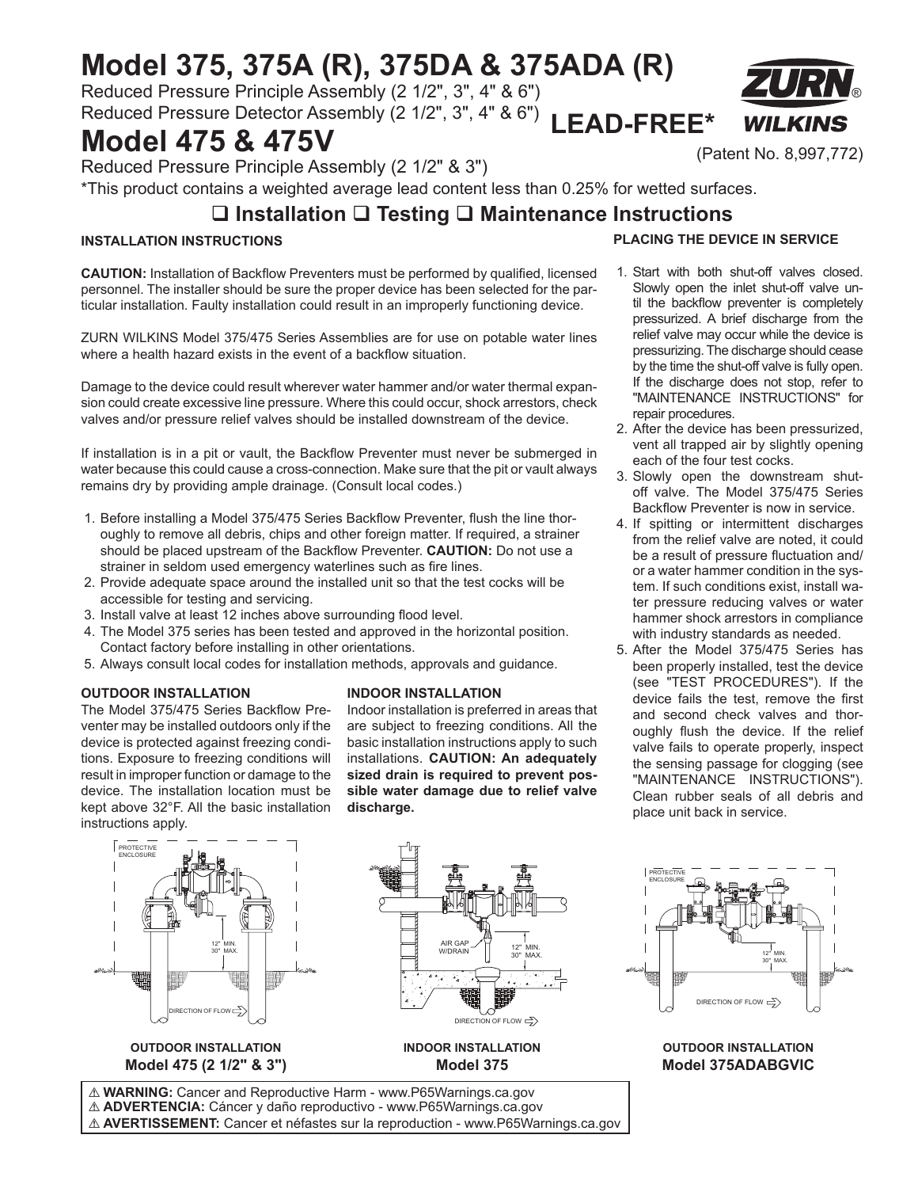# Model 375, 375A (R), 375DA & 375ADA (R)

Reduced Pressure Principle Assembly (2 1/2", 3", 4" & 6")
Reduced Pressure Detector Assembly (2 1/2", 3", 4" & 6")

**LEAD-FREE***

# Model 475 & 475V

(Patent No. 8,997,772)

Reduced Pressure Principle Assembly (2 1/2" & 3")

*This product contains a weighted average lead content less than 0.25% for wetted surfaces.

## ❑ Installation ❑ Testing ❑ Maintenance Instructions

### INSTALLATION INSTRUCTIONS

**CAUTION:** Installation of Backflow Preventers must be performed by qualified, licensed personnel. The installer should be sure the proper device has been selected for the particular installation. Faulty installation could result in an improperly functioning device.

ZURN WILKINS Model 375/475 Series Assemblies are for use on potable water lines where a health hazard exists in the event of a backflow situation.

Damage to the device could result wherever water hammer and/or water thermal expansion could create excessive line pressure. Where this could occur, shock arrestors, check valves and/or pressure relief valves should be installed downstream of the device.

If installation is in a pit or vault, the Backflow Preventer must never be submerged in water because this could cause a cross-connection. Make sure that the pit or vault always remains dry by providing ample drainage. (Consult local codes.)

1. Before installing a Model 375/475 Series Backflow Preventer, flush the line thoroughly to remove all debris, chips and other foreign matter. If required, a strainer should be placed upstream of the Backflow Preventer. **CAUTION:** Do not use a strainer in seldom used emergency waterlines such as fire lines.
2. Provide adequate space around the installed unit so that the test cocks will be accessible for testing and servicing.
3. Install valve at least 12 inches above surrounding flood level.
4. The Model 375 series has been tested and approved in the horizontal position. Contact factory before installing in other orientations.
5. Always consult local codes for installation methods, approvals and guidance.

#### OUTDOOR INSTALLATION

The Model 375/475 Series Backflow Preventer may be installed outdoors only if the device is protected against freezing conditions. Exposure to freezing conditions will result in improper function or damage to the device. The installation location must be kept above 32°F. All the basic installation instructions apply.

#### INDOOR INSTALLATION

Indoor installation is preferred in areas that are subject to freezing conditions. All the basic installation instructions apply to such installations. **CAUTION: An adequately sized drain is required to prevent possible water damage due to relief valve discharge.**

### PLACING THE DEVICE IN SERVICE

1. Start with both shut-off valves closed. Slowly open the inlet shut-off valve until the backflow preventer is completely pressurized. A brief discharge from the relief valve may occur while the device is pressurizing. The discharge should cease by the time the shut-off valve is fully open. If the discharge does not stop, refer to "MAINTENANCE INSTRUCTIONS" for repair procedures.
2. After the device has been pressurized, vent all trapped air by slightly opening each of the four test cocks.
3. Slowly open the downstream shut-off valve. The Model 375/475 Series Backflow Preventer is now in service.
4. If spitting or intermittent discharges from the relief valve are noted, it could be a result of pressure fluctuation and/or a water hammer condition in the system. If such conditions exist, install water pressure reducing valves or water hammer shock arrestors in compliance with industry standards as needed.
5. After the Model 375/475 Series has been properly installed, test the device (see "TEST PROCEDURES"). If the device fails the test, remove the first and second check valves and thoroughly flush the device. If the relief valve fails to operate properly, inspect the sensing passage for clogging (see "MAINTENANCE INSTRUCTIONS"). Clean rubber seals of all debris and place unit back in service.

PROTECTIVE ENCLOSURE
12" MIN. 30" MAX.
DIRECTION OF FLOW

**OUTDOOR INSTALLATION**
**Model 475 (2 1/2" & 3")**

AIR GAP W/DRAIN
12" MIN. 30" MAX.
DIRECTION OF FLOW

**INDOOR INSTALLATION**
**Model 375**

PROTECTIVE ENCLOSURE
12" MIN. 30" MAX.
DIRECTION OF FLOW

**OUTDOOR INSTALLATION**
**Model 375ADABGVIC**

⚠ **WARNING:** Cancer and Reproductive Harm - www.P65Warnings.ca.gov
⚠ **ADVERTENCIA:** Cáncer y daño reproductivo - www.P65Warnings.ca.gov
⚠ **AVERTISSEMENT:** Cancer et néfastes sur la reproduction - www.P65Warnings.ca.gov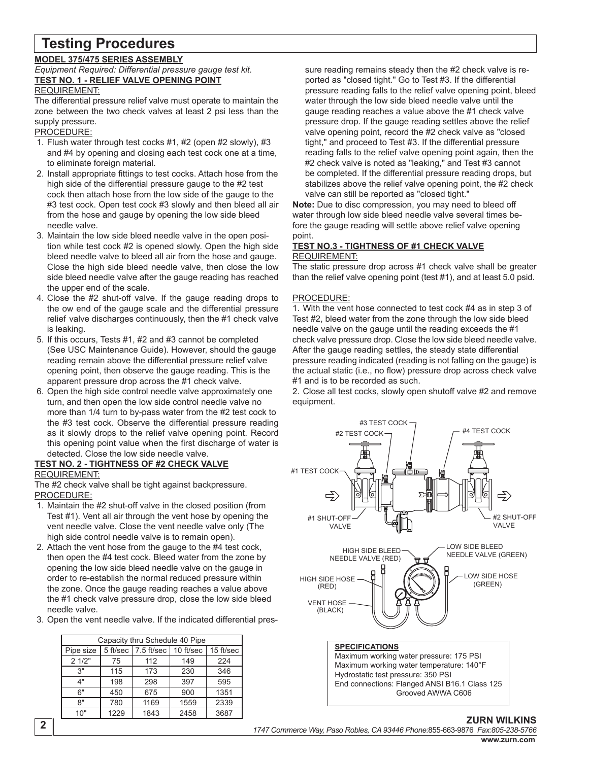# Testing Procedures

**MODEL 375/475 SERIES ASSEMBLY**

*Equipment Required: Differential pressure gauge test kit.*

**TEST NO. 1 - RELIEF VALVE OPENING POINT**

REQUIREMENT:

The differential pressure relief valve must operate to maintain the zone between the two check valves at least 2 psi less than the supply pressure.

PROCEDURE:

1. Flush water through test cocks #1, #2 (open #2 slowly), #3 and #4 by opening and closing each test cock one at a time, to eliminate foreign material.
2. Install appropriate fittings to test cocks. Attach hose from the high side of the differential pressure gauge to the #2 test cock then attach hose from the low side of the gauge to the #3 test cock. Open test cock #3 slowly and then bleed all air from the hose and gauge by opening the low side bleed needle valve.
3. Maintain the low side bleed needle valve in the open position while test cock #2 is opened slowly. Open the high side bleed needle valve to bleed all air from the hose and gauge. Close the high side bleed needle valve, then close the low side bleed needle valve after the gauge reading has reached the upper end of the scale.
4. Close the #2 shut-off valve. If the gauge reading drops to the ow end of the gauge scale and the differential pressure relief valve discharges continuously, then the #1 check valve is leaking.
5. If this occurs, Tests #1, #2 and #3 cannot be completed (See USC Maintenance Guide). However, should the gauge reading remain above the differential pressure relief valve opening point, then observe the gauge reading. This is the apparent pressure drop across the #1 check valve.
6. Open the high side control needle valve approximately one turn, and then open the low side control needle valve no more than 1/4 turn to by-pass water from the #2 test cock to the #3 test cock. Observe the differential pressure reading as it slowly drops to the relief valve opening point. Record this opening point value when the first discharge of water is detected. Close the low side needle valve.

**TEST NO. 2 - TIGHTNESS OF #2 CHECK VALVE**

REQUIREMENT:

The #2 check valve shall be tight against backpressure.

PROCEDURE:

1. Maintain the #2 shut-off valve in the closed position (from Test #1). Vent all air through the vent hose by opening the vent needle valve. Close the vent needle valve only (The high side control needle valve is to remain open).
2. Attach the vent hose from the gauge to the #4 test cock, then open the #4 test cock. Bleed water from the zone by opening the low side bleed needle valve on the gauge in order to re-establish the normal reduced pressure within the zone. Once the gauge reading reaches a value above the #1 check valve pressure drop, close the low side bleed needle valve.
3. Open the vent needle valve. If the indicated differential pressure reading remains steady then the #2 check valve is reported as "closed tight." Go to Test #3. If the differential pressure reading falls to the relief valve opening point, bleed water through the low side bleed needle valve until the gauge reading reaches a value above the #1 check valve pressure drop. If the gauge reading settles above the relief valve opening point, record the #2 check valve as "closed tight," and proceed to Test #3. If the differential pressure reading falls to the relief valve opening point again, then the #2 check valve is noted as "leaking," and Test #3 cannot be completed. If the differential pressure reading drops, but stabilizes above the relief valve opening point, the #2 check valve can still be reported as "closed tight."

**Note:** Due to disc compression, you may need to bleed off water through low side bleed needle valve several times before the gauge reading will settle above relief valve opening point.

**TEST NO.3 - TIGHTNESS OF #1 CHECK VALVE**

REQUIREMENT:

The static pressure drop across #1 check valve shall be greater than the relief valve opening point (test #1), and at least 5.0 psid.

PROCEDURE:

1. With the vent hose connected to test cock #4 as in step 3 of Test #2, bleed water from the zone through the low side bleed needle valve on the gauge until the reading exceeds the #1 check valve pressure drop. Close the low side bleed needle valve. After the gauge reading settles, the steady state differential pressure reading indicated (reading is not falling on the gauge) is the actual static (i.e., no flow) pressure drop across check valve #1 and is to be recorded as such.
2. Close all test cocks, slowly open shutoff valve #2 and remove equipment.

| Capacity thru Schedule 40 Pipe | | | | |
|---|---|---|---|---|
| Pipe size | 5 ft/sec | 7.5 ft/sec | 10 ft/sec | 15 ft/sec |
| 2 1/2" | 75 | 112 | 149 | 224 |
| 3" | 115 | 173 | 230 | 346 |
| 4" | 198 | 298 | 397 | 595 |
| 6" | 450 | 675 | 900 | 1351 |
| 8" | 780 | 1169 | 1559 | 2339 |
| 10" | 1229 | 1843 | 2458 | 3687 |

#3 TEST COCK
#2 TEST COCK
#4 TEST COCK
#1 TEST COCK
#1 SHUT-OFF VALVE
#2 SHUT-OFF VALVE
HIGH SIDE BLEED NEEDLE VALVE (RED)
LOW SIDE BLEED NEEDLE VALVE (GREEN)
HIGH SIDE HOSE (RED)
LOW SIDE HOSE (GREEN)
VENT HOSE (BLACK)

**SPECIFICATIONS**

Maximum working water pressure: 175 PSI
Maximum working water temperature: 140°F
Hydrostatic test pressure: 350 PSI
End connections: Flanged ANSI B16.1 Class 125
Grooved AWWA C606

**ZURN WILKINS**
*1747 Commerce Way, Paso Robles, CA 93446 Phone:855-663-9876 Fax:805-238-5766*
**www.zurn.com**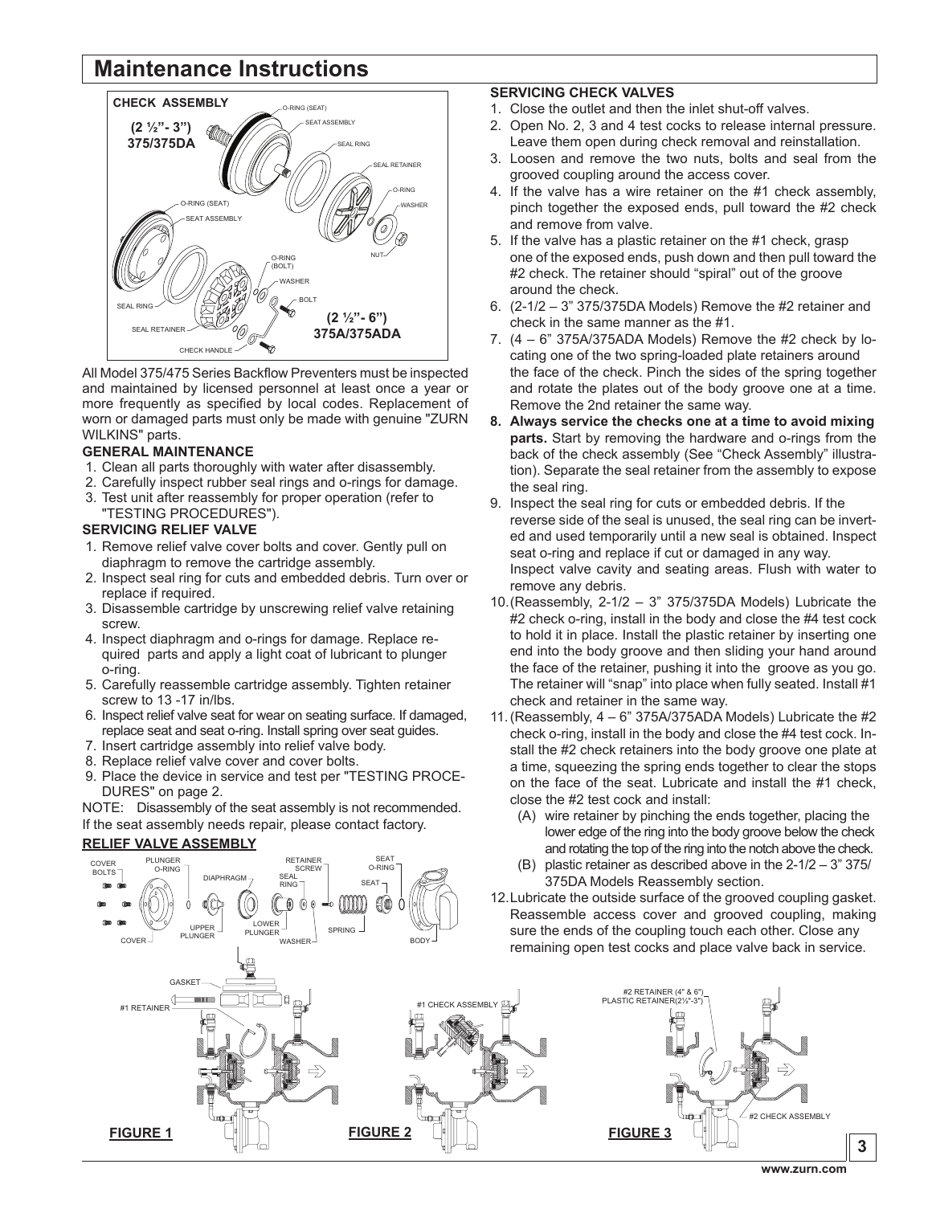# Maintenance Instructions

CHECK ASSEMBLY

(2 ½"- 3")
375/375DA

O-RING (SEAT)
SEAT ASSEMBLY
SEAL RING
SEAL RETAINER
O-RING
WASHER
NUT

O-RING (SEAT)
SEAT ASSEMBLY
O-RING (BOLT)
WASHER
BOLT
SEAL RING
SEAL RETAINER
CHECK HANDLE

(2 ½"- 6")
375A/375ADA

All Model 375/475 Series Backflow Preventers must be inspected and maintained by licensed personnel at least once a year or more frequently as specified by local codes. Replacement of worn or damaged parts must only be made with genuine "ZURN WILKINS" parts.

### GENERAL MAINTENANCE

1. Clean all parts thoroughly with water after disassembly.
2. Carefully inspect rubber seal rings and o-rings for damage.
3. Test unit after reassembly for proper operation (refer to "TESTING PROCEDURES").

### SERVICING RELIEF VALVE

1. Remove relief valve cover bolts and cover. Gently pull on diaphragm to remove the cartridge assembly.
2. Inspect seal ring for cuts and embedded debris. Turn over or replace if required.
3. Disassemble cartridge by unscrewing relief valve retaining screw.
4. Inspect diaphragm and o-rings for damage. Replace required parts and apply a light coat of lubricant to plunger o-ring.
5. Carefully reassemble cartridge assembly. Tighten retainer screw to 13 -17 in/lbs.
6. Inspect relief valve seat for wear on seating surface. If damaged, replace seat and seat o-ring. Install spring over seat guides.
7. Insert cartridge assembly into relief valve body.
8. Replace relief valve cover and cover bolts.
9. Place the device in service and test per "TESTING PROCEDURES" on page 2.

NOTE: Disassembly of the seat assembly is not recommended. If the seat assembly needs repair, please contact factory.

### RELIEF VALVE ASSEMBLY

COVER BOLTS
PLUNGER O-RING
DIAPHRAGM
RETAINER SCREW
SEAL RING
SEAT O-RING
SEAT
COVER
UPPER PLUNGER
LOWER PLUNGER
WASHER
SPRING
BODY

### SERVICING CHECK VALVES

1. Close the outlet and then the inlet shut-off valves.
2. Open No. 2, 3 and 4 test cocks to release internal pressure. Leave them open during check removal and reinstallation.
3. Loosen and remove the two nuts, bolts and seal from the grooved coupling around the access cover.
4. If the valve has a wire retainer on the #1 check assembly, pinch together the exposed ends, pull toward the #2 check and remove from valve.
5. If the valve has a plastic retainer on the #1 check, grasp one of the exposed ends, push down and then pull toward the #2 check. The retainer should "spiral" out of the groove around the check.
6. (2-1/2 – 3" 375/375DA Models) Remove the #2 retainer and check in the same manner as the #1.
7. (4 – 6" 375A/375ADA Models) Remove the #2 check by locating one of the two spring-loaded plate retainers around the face of the check. Pinch the sides of the spring together and rotate the plates out of the body groove one at a time. Remove the 2nd retainer the same way.
8. **Always service the checks one at a time to avoid mixing parts.** Start by removing the hardware and o-rings from the back of the check assembly (See "Check Assembly" illustration). Separate the seal retainer from the assembly to expose the seal ring.
9. Inspect the seal ring for cuts or embedded debris. If the reverse side of the seal is unused, the seal ring can be inverted and used temporarily until a new seal is obtained. Inspect seat o-ring and replace if cut or damaged in any way. Inspect valve cavity and seating areas. Flush with water to remove any debris.
10. (Reassembly, 2-1/2 – 3" 375/375DA Models) Lubricate the #2 check o-ring, install in the body and close the #4 test cock to hold it in place. Install the plastic retainer by inserting one end into the body groove and then sliding your hand around the face of the retainer, pushing it into the groove as you go. The retainer will "snap" into place when fully seated. Install #1 check and retainer in the same way.
11. (Reassembly, 4 – 6" 375A/375ADA Models) Lubricate the #2 check o-ring, install in the body and close the #4 test cock. Install the #2 check retainers into the body groove one plate at a time, squeezing the spring ends together to clear the stops on the face of the seat. Lubricate and install the #1 check, close the #2 test cock and install:
    (A) wire retainer by pinching the ends together, placing the lower edge of the ring into the body groove below the check and rotating the top of the ring into the notch above the check.
    (B) plastic retainer as described above in the 2-1/2 – 3" 375/375DA Models Reassembly section.
12. Lubricate the outside surface of the grooved coupling gasket. Reassemble access cover and grooved coupling, making sure the ends of the coupling touch each other. Close any remaining open test cocks and place valve back in service.

GASKET
#1 RETAINER

FIGURE 1

#1 CHECK ASSEMBLY

FIGURE 2

#2 RETAINER (4" & 6")
PLASTIC RETAINER(2½"-3")
#2 CHECK ASSEMBLY

FIGURE 3

www.zurn.com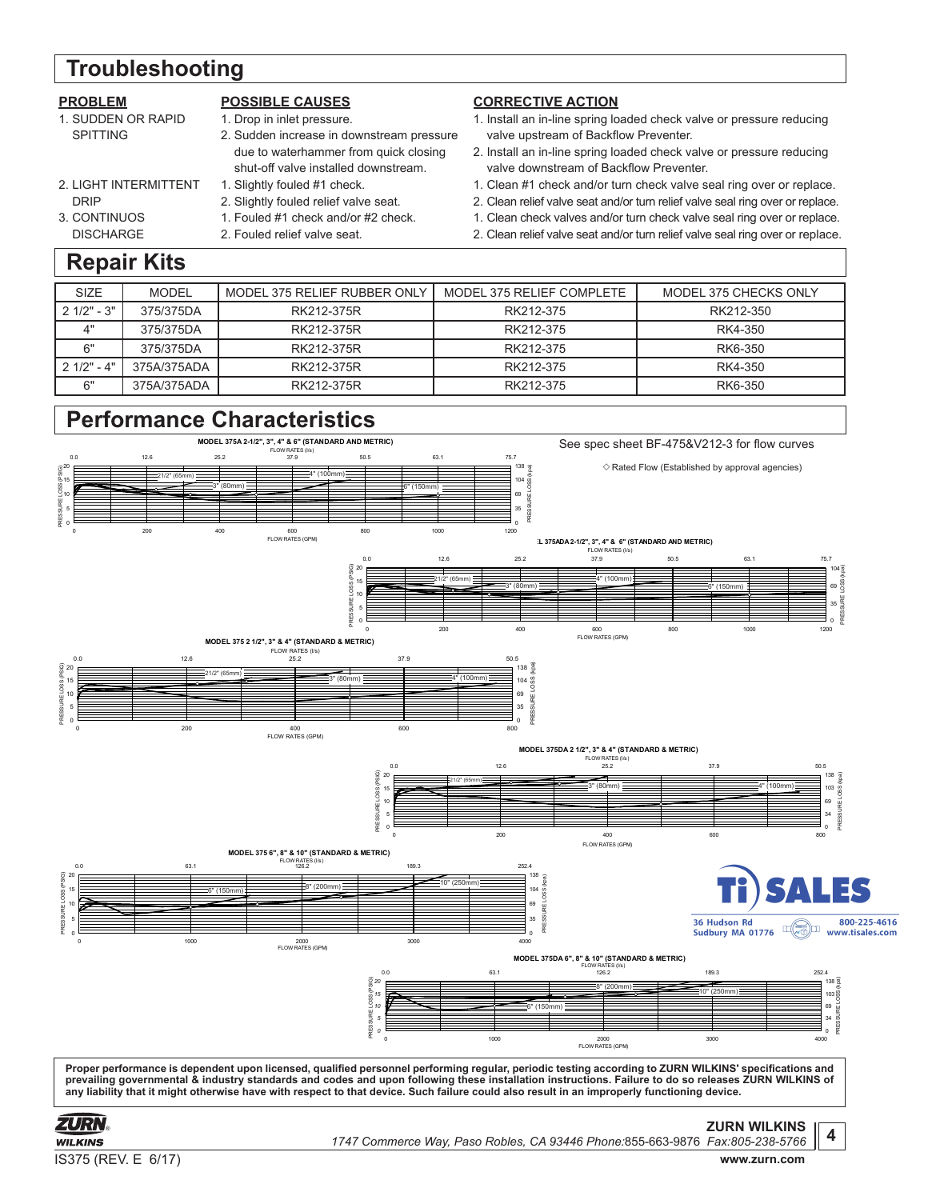## Troubleshooting

| PROBLEM | POSSIBLE CAUSES | CORRECTIVE ACTION |
|---|---|---|
| 1. SUDDEN OR RAPID SPITTING | 1. Drop in inlet pressure. | 1. Install an in-line spring loaded check valve or pressure reducing valve upstream of Backflow Preventer. |
| | 2. Sudden increase in downstream pressure due to waterhammer from quick closing shut-off valve installed downstream. | 2. Install an in-line spring loaded check valve or pressure reducing valve downstream of Backflow Preventer. |
| 2. LIGHT INTERMITTENT DRIP | 1. Slightly fouled #1 check. | 1. Clean #1 check and/or turn check valve seal ring over or replace. |
| | 2. Slightly fouled relief valve seat. | 2. Clean relief valve seat and/or turn relief valve seal ring over or replace. |
| 3. CONTINUOS DISCHARGE | 1. Fouled #1 check and/or #2 check. | 1. Clean check valves and/or turn check valve seal ring over or replace. |
| | 2. Fouled relief valve seat. | 2. Clean relief valve seat and/or turn relief valve seal ring over or replace. |

## Repair Kits

| SIZE | MODEL | MODEL 375 RELIEF RUBBER ONLY | MODEL 375 RELIEF COMPLETE | MODEL 375 CHECKS ONLY |
|---|---|---|---|---|
| 2 1/2" - 3" | 375/375DA | RK212-375R | RK212-375 | RK212-350 |
| 4" | 375/375DA | RK212-375R | RK212-375 | RK4-350 |
| 6" | 375/375DA | RK212-375R | RK212-375 | RK6-350 |
| 2 1/2" - 4" | 375A/375ADA | RK212-375R | RK212-375 | RK4-350 |
| 6" | 375A/375ADA | RK212-375R | RK212-375 | RK6-350 |

## Performance Characteristics

See spec sheet BF-475&V212-3 for flow curves

◇ Rated Flow (Established by approval agencies)

MODEL 375A 2-1/2", 3", 4" & 6" (STANDARD AND METRIC)

MODEL 375ADA 2-1/2", 3", 4" & 6" (STANDARD AND METRIC)

MODEL 375 2 1/2", 3" & 4" (STANDARD & METRIC)

MODEL 375DA 2 1/2", 3" & 4" (STANDARD & METRIC)

MODEL 375 6", 8" & 10" (STANDARD & METRIC)

MODEL 375DA 6", 8" & 10" (STANDARD & METRIC)

Ti SALES
36 Hudson Rd
Sudbury MA 01776
800-225-4616
www.tisales.com

**Proper performance is dependent upon licensed, qualified personnel performing regular, periodic testing according to ZURN WILKINS' specifications and prevailing governmental & industry standards and codes and upon following these installation instructions. Failure to do so releases ZURN WILKINS of any liability that it might otherwise have with respect to that device. Such failure could also result in an improperly functioning device.**

ZURN WILKINS

*1747 Commerce Way, Paso Robles, CA 93446 Phone:855-663-9876 Fax:805-238-5766*

www.zurn.com

IS375 (REV. E 6/17)